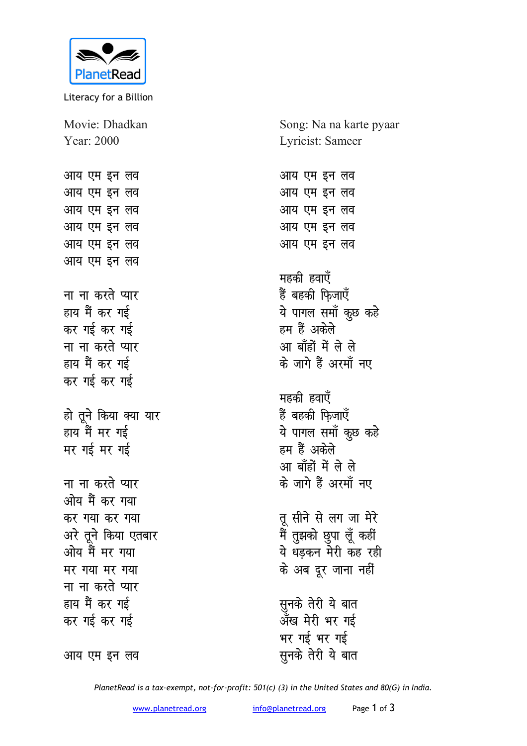PlanetRead

Literacy for a Billion

Movie: Dhadkan
Year: 2000

Song: Na na karte pyaar
Lyricist: Sameer

आय एम इन लव
आय एम इन लव
आय एम इन लव
आय एम इन लव
आय एम इन लव
आय एम इन लव

ना ना करते प्यार
हाय मैं कर गई
कर गई कर गई
ना ना करते प्यार
हाय मैं कर गई
कर गई कर गई

हो तूने किया क्या यार
हाय मैं मर गई
मर गई मर गई

ना ना करते प्यार
ओय मैं कर गया
कर गया कर गया
अरे तूने किया एतबार
ओय मैं मर गया
मर गया मर गया
ना ना करते प्यार
हाय मैं कर गई
कर गई कर गई

आय एम इन लव
आय एम इन लव
आय एम इन लव
आय एम इन लव
आय एम इन लव
आय एम इन लव

महकी हवाएँ
हैं बहकी फ़िज़ाएँ
ये पागल समाँ कुछ कहे
हम हैं अकेले
आ बाँहों में ले ले
के जागे हैं अरमाँ नए

महकी हवाएँ
हैं बहकी फ़िज़ाएँ
ये पागल समाँ कुछ कहे
हम हैं अकेले
आ बाँहों में ले ले
के जागे हैं अरमाँ नए

तू सीने से लग जा मेरे
मैं तुझको छुपा लूँ कहीं
ये धड़कन मेरी कह रही
के अब दूर जाना नहीं

सुनके तेरी ये बात
अँख मेरी भर गई
भर गई भर गई
सुनके तेरी ये बात

*PlanetRead is a tax-exempt, not-for-profit: 501(c) (3) in the United States and 80(G) in India.*

www.planetread.org info@planetread.org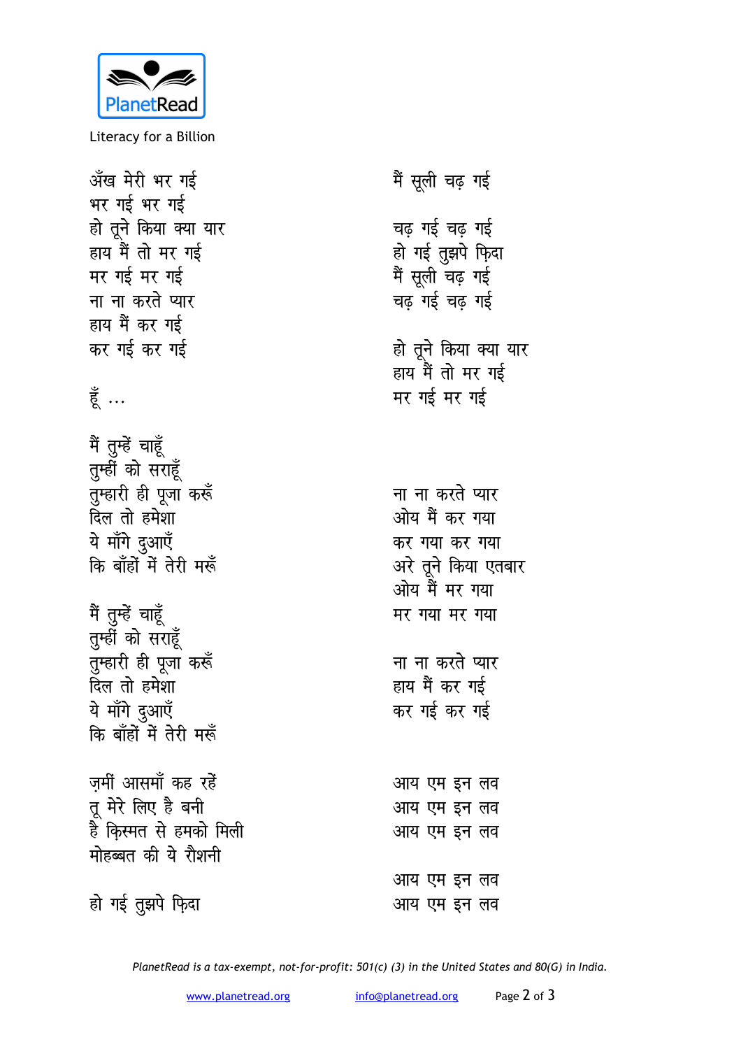अँख मेरी भर गई
भर गई भर गई
हो तूने किया क्या यार
हाय मैं तो मर गई
मर गई मर गई
ना ना करते प्यार
हाय मैं कर गई
कर गई कर गई

हूँ ...

मैं तुम्हें चाहूँ
तुम्हीं को सराहूँ
तुम्हारी ही पूजा करूँ
दिल तो हमेशा
ये माँगे दुआएँ
कि बाँहों में तेरी मरूँ

मैं तुम्हें चाहूँ
तुम्हीं को सराहूँ
तुम्हारी ही पूजा करूँ
दिल तो हमेशा
ये माँगे दुआएँ
कि बाँहों में तेरी मरूँ

ज़मीं आसमाँ कह रहें
तू मेरे लिए है बनी
है क़िस्मत से हमको मिली
मोहब्बत की ये रौशनी

हो गई तुझपे फ़िदा
मैं सूली चढ़ गई

चढ़ गई चढ़ गई
हो गई तुझपे फ़िदा
मैं सूली चढ़ गई
चढ़ गई चढ़ गई

हो तूने किया क्या यार
हाय मैं तो मर गई
मर गई मर गई

ना ना करते प्यार
ओय मैं कर गया
कर गया कर गया
अरे तूने किया एतबार
ओय मैं मर गया
मर गया मर गया

ना ना करते प्यार
हाय मैं कर गई
कर गई कर गई

आय एम इन लव
आय एम इन लव
आय एम इन लव

आय एम इन लव
आय एम इन लव

*PlanetRead is a tax-exempt, not-for-profit: 501(c) (3) in the United States and 80(G) in India.*

www.planetread.org info@planetread.org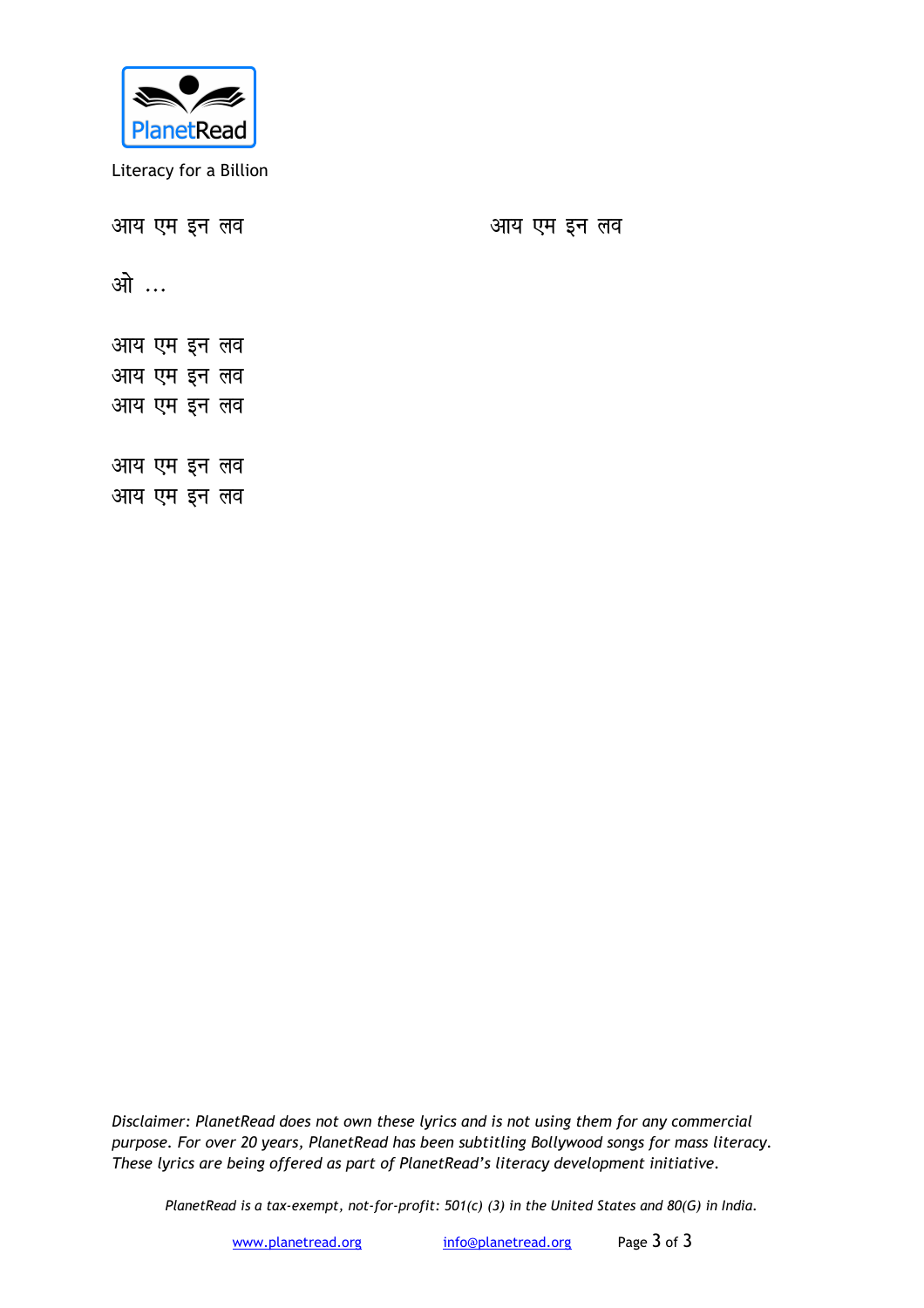Literacy for a Billion

आय एम इन लव आय एम इन लव

ओ ...

आय एम इन लव
आय एम इन लव
आय एम इन लव

आय एम इन लव
आय एम इन लव

*Disclaimer: PlanetRead does not own these lyrics and is not using them for any commercial purpose. For over 20 years, PlanetRead has been subtitling Bollywood songs for mass literacy. These lyrics are being offered as part of PlanetRead's literacy development initiative.*

*PlanetRead is a tax-exempt, not-for-profit: 501(c) (3) in the United States and 80(G) in India.*

www.planetread.org info@planetread.org